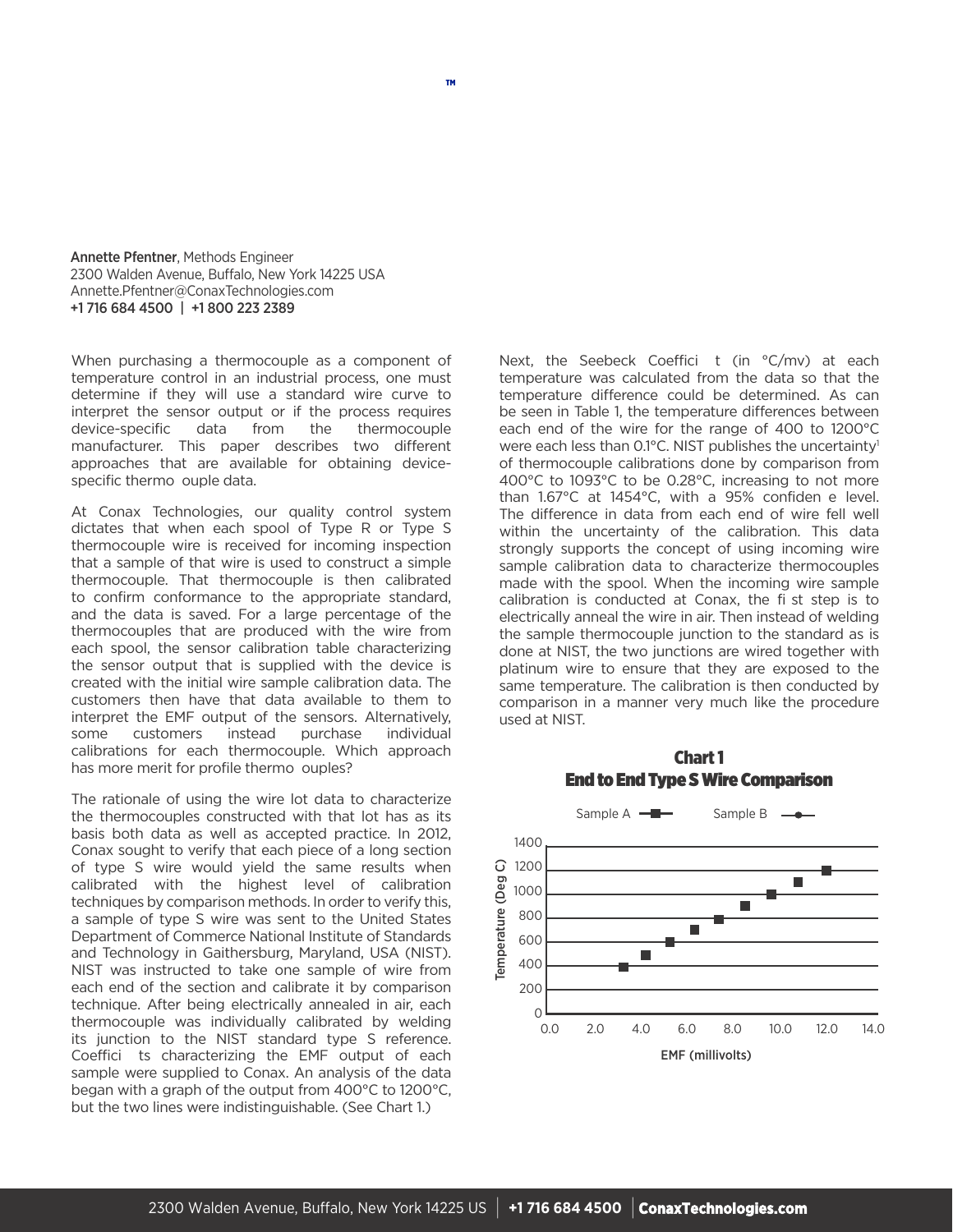Annette Pfentner, Methods Engineer
2300 Walden Avenue, Buffalo, New York 14225 USA
Annette.Pfentner@ConaxTechnologies.com
+1 716 684 4500 | +1 800 223 2389

When purchasing a thermocouple as a component of temperature control in an industrial process, one must determine if they will use a standard wire curve to interpret the sensor output or if the process requires device-specific data from the thermocouple manufacturer. This paper describes two different approaches that are available for obtaining device-specific thermo ouple data.

At Conax Technologies, our quality control system dictates that when each spool of Type R or Type S thermocouple wire is received for incoming inspection that a sample of that wire is used to construct a simple thermocouple. That thermocouple is then calibrated to confirm conformance to the appropriate standard, and the data is saved. For a large percentage of the thermocouples that are produced with the wire from each spool, the sensor calibration table characterizing the sensor output that is supplied with the device is created with the initial wire sample calibration data. The customers then have that data available to them to interpret the EMF output of the sensors. Alternatively, some customers instead purchase individual calibrations for each thermocouple. Which approach has more merit for profile thermo ouples?

The rationale of using the wire lot data to characterize the thermocouples constructed with that lot has as its basis both data as well as accepted practice. In 2012, Conax sought to verify that each piece of a long section of type S wire would yield the same results when calibrated with the highest level of calibration techniques by comparison methods. In order to verify this, a sample of type S wire was sent to the United States Department of Commerce National Institute of Standards and Technology in Gaithersburg, Maryland, USA (NIST). NIST was instructed to take one sample of wire from each end of the section and calibrate it by comparison technique. After being electrically annealed in air, each thermocouple was individually calibrated by welding its junction to the NIST standard type S reference. Coeffici ts characterizing the EMF output of each sample were supplied to Conax. An analysis of the data began with a graph of the output from 400°C to 1200°C, but the two lines were indistinguishable. (See Chart 1.)

Next, the Seebeck Coeffici t (in °C/mv) at each temperature was calculated from the data so that the temperature difference could be determined. As can be seen in Table 1, the temperature differences between each end of the wire for the range of 400 to 1200°C were each less than 0.1°C. NIST publishes the uncertainty[1] of thermocouple calibrations done by comparison from 400°C to 1093°C to be 0.28°C, increasing to not more than 1.67°C at 1454°C, with a 95% confiden e level. The difference in data from each end of wire fell well within the uncertainty of the calibration. This data strongly supports the concept of using incoming wire sample calibration data to characterize thermocouples made with the spool. When the incoming wire sample calibration is conducted at Conax, the fi st step is to electrically anneal the wire in air. Then instead of welding the sample thermocouple junction to the standard as is done at NIST, the two junctions are wired together with platinum wire to ensure that they are exposed to the same temperature. The calibration is then conducted by comparison in a manner very much like the procedure used at NIST.

**Chart 1**
**End to End Type S Wire Comparison**

Sample A ■ Sample B ●

Temperature (Deg C): 0, 200, 400, 600, 800, 1000, 1200, 1400

EMF (millivolts): 0.0, 2.0, 4.0, 6.0, 8.0, 10.0, 12.0, 14.0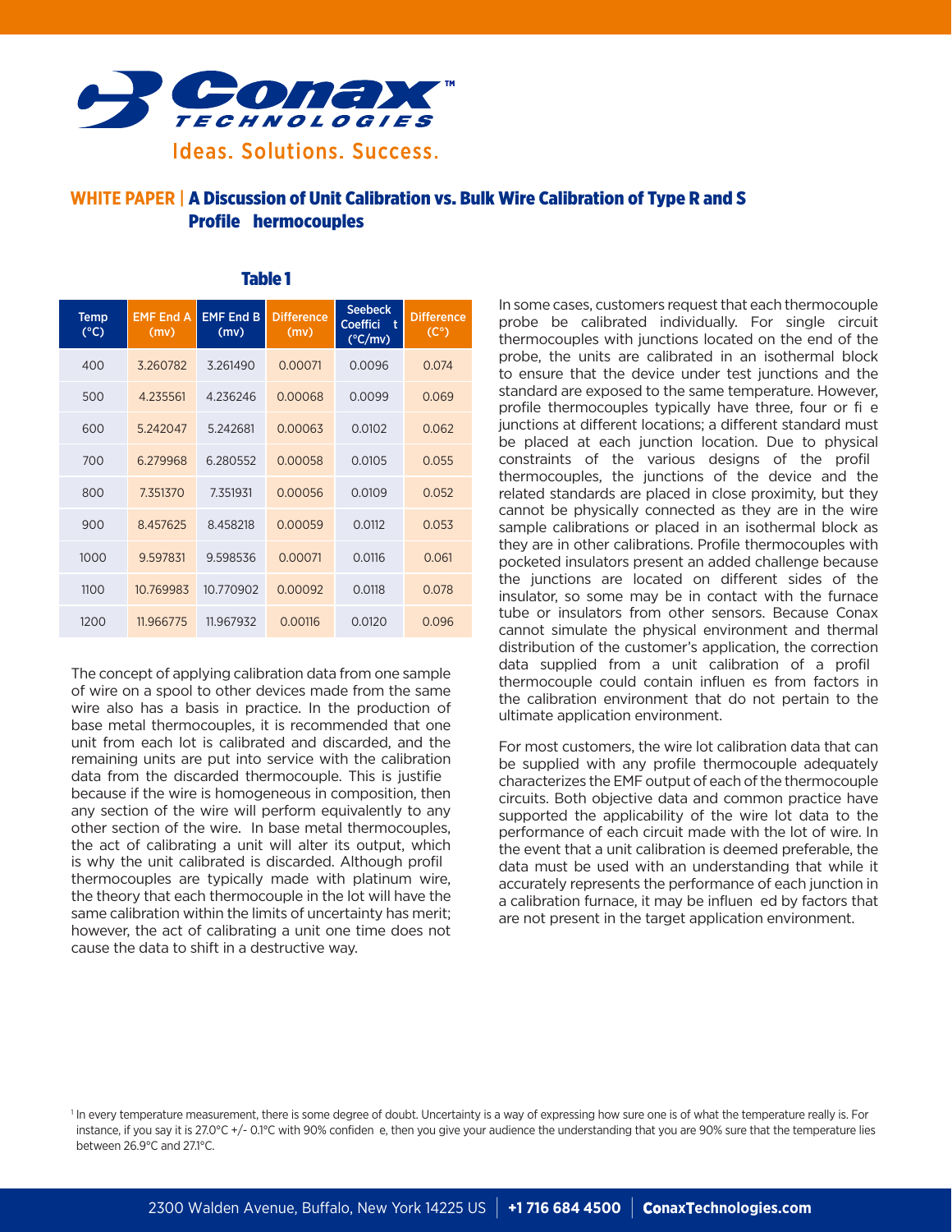**WHITE PAPER | A Discussion of Unit Calibration vs. Bulk Wire Calibration of Type R and S Profile hermocouples**

### Table 1

| Temp (°C) | EMF End A (mv) | EMF End B (mv) | Difference (mv) | Seebeck Coeffici t (°C/mv) | Difference (C°) |
|---|---|---|---|---|---|
| 400 | 3.260782 | 3.261490 | 0.00071 | 0.0096 | 0.074 |
| 500 | 4.235561 | 4.236246 | 0.00068 | 0.0099 | 0.069 |
| 600 | 5.242047 | 5.242681 | 0.00063 | 0.0102 | 0.062 |
| 700 | 6.279968 | 6.280552 | 0.00058 | 0.0105 | 0.055 |
| 800 | 7.351370 | 7.351931 | 0.00056 | 0.0109 | 0.052 |
| 900 | 8.457625 | 8.458218 | 0.00059 | 0.0112 | 0.053 |
| 1000 | 9.597831 | 9.598536 | 0.00071 | 0.0116 | 0.061 |
| 1100 | 10.769983 | 10.770902 | 0.00092 | 0.0118 | 0.078 |
| 1200 | 11.966775 | 11.967932 | 0.00116 | 0.0120 | 0.096 |

The concept of applying calibration data from one sample of wire on a spool to other devices made from the same wire also has a basis in practice. In the production of base metal thermocouples, it is recommended that one unit from each lot is calibrated and discarded, and the remaining units are put into service with the calibration data from the discarded thermocouple. This is justifie because if the wire is homogeneous in composition, then any section of the wire will perform equivalently to any other section of the wire. In base metal thermocouples, the act of calibrating a unit will alter its output, which is why the unit calibrated is discarded. Although profil thermocouples are typically made with platinum wire, the theory that each thermocouple in the lot will have the same calibration within the limits of uncertainty has merit; however, the act of calibrating a unit one time does not cause the data to shift in a destructive way.

In some cases, customers request that each thermocouple probe be calibrated individually. For single circuit thermocouples with junctions located on the end of the probe, the units are calibrated in an isothermal block to ensure that the device under test junctions and the standard are exposed to the same temperature. However, profile thermocouples typically have three, four or fi e junctions at different locations; a different standard must be placed at each junction location. Due to physical constraints of the various designs of the profil thermocouples, the junctions of the device and the related standards are placed in close proximity, but they cannot be physically connected as they are in the wire sample calibrations or placed in an isothermal block as they are in other calibrations. Profile thermocouples with pocketed insulators present an added challenge because the junctions are located on different sides of the insulator, so some may be in contact with the furnace tube or insulators from other sensors. Because Conax cannot simulate the physical environment and thermal distribution of the customer's application, the correction data supplied from a unit calibration of a profil thermocouple could contain influen es from factors in the calibration environment that do not pertain to the ultimate application environment.

For most customers, the wire lot calibration data that can be supplied with any profile thermocouple adequately characterizes the EMF output of each of the thermocouple circuits. Both objective data and common practice have supported the applicability of the wire lot data to the performance of each circuit made with the lot of wire. In the event that a unit calibration is deemed preferable, the data must be used with an understanding that while it accurately represents the performance of each junction in a calibration furnace, it may be influen ed by factors that are not present in the target application environment.

[1] In every temperature measurement, there is some degree of doubt. Uncertainty is a way of expressing how sure one is of what the temperature really is. For instance, if you say it is 27.0°C +/- 0.1°C with 90% confiden e, then you give your audience the understanding that you are 90% sure that the temperature lies between 26.9°C and 27.1°C.